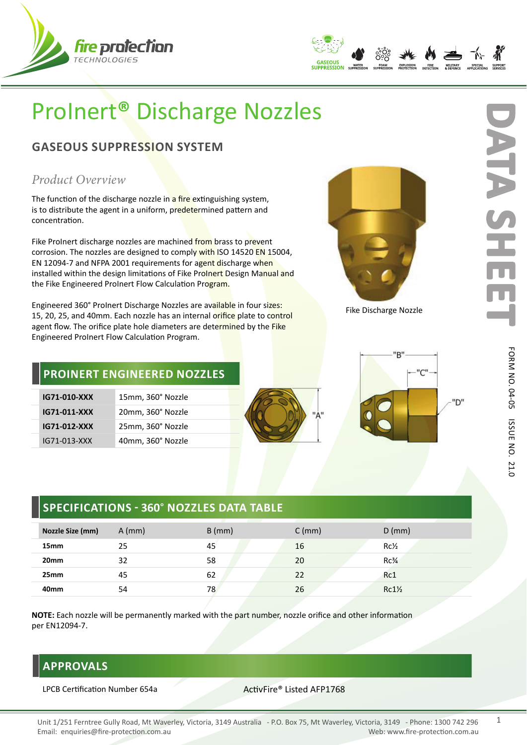# ProInert® Discharge Nozzles

## GASEOUS SUPPRESSION SYSTEM

### *Product Overview*

The function of the discharge nozzle in a fire extinguishing system, is to distribute the agent in a uniform, predetermined pattern and concentration.

Fike ProInert discharge nozzles are machined from brass to prevent corrosion. The nozzles are designed to comply with ISO 14520 EN 15004, EN 12094-7 and NFPA 2001 requirements for agent discharge when installed within the design limitations of Fike ProInert Design Manual and the Fike Engineered ProInert Flow Calculation Program.

Engineered 360° ProInert Discharge Nozzles are available in four sizes: 15, 20, 25, and 40mm. Each nozzle has an internal orifice plate to control agent flow. The orifice plate hole diameters are determined by the Fike Engineered ProInert Flow Calculation Program.

Fike Discharge Nozzle

## PROINERT ENGINEERED NOZZLES

| | |
|---|---|
| **IG71-010-XXX** | 15mm, 360° Nozzle |
| **IG71-011-XXX** | 20mm, 360° Nozzle |
| **IG71-012-XXX** | 25mm, 360° Nozzle |
| IG71-013-XXX | 40mm, 360° Nozzle |

## SPECIFICATIONS - 360° NOZZLES DATA TABLE

| Nozzle Size (mm) | A (mm) | B (mm) | C (mm) | D (mm) |
|---|---|---|---|---|
| **15mm** | 25 | 45 | 16 | Rc½ |
| **20mm** | 32 | 58 | 20 | Rc¾ |
| **25mm** | 45 | 62 | 22 | Rc1 |
| **40mm** | 54 | 78 | 26 | Rc1½ |

**NOTE:** Each nozzle will be permanently marked with the part number, nozzle orifice and other information per EN12094-7.

## APPROVALS

LPCB Certification Number 654a

ActivFire® Listed AFP1768

Unit 1/251 Ferntree Gully Road, Mt Waverley, Victoria, 3149 Australia - P.O. Box 75, Mt Waverley, Victoria, 3149 - Phone: 1300 742 296
Email: enquiries@fire-protection.com.au Web: www.fire-protection.com.au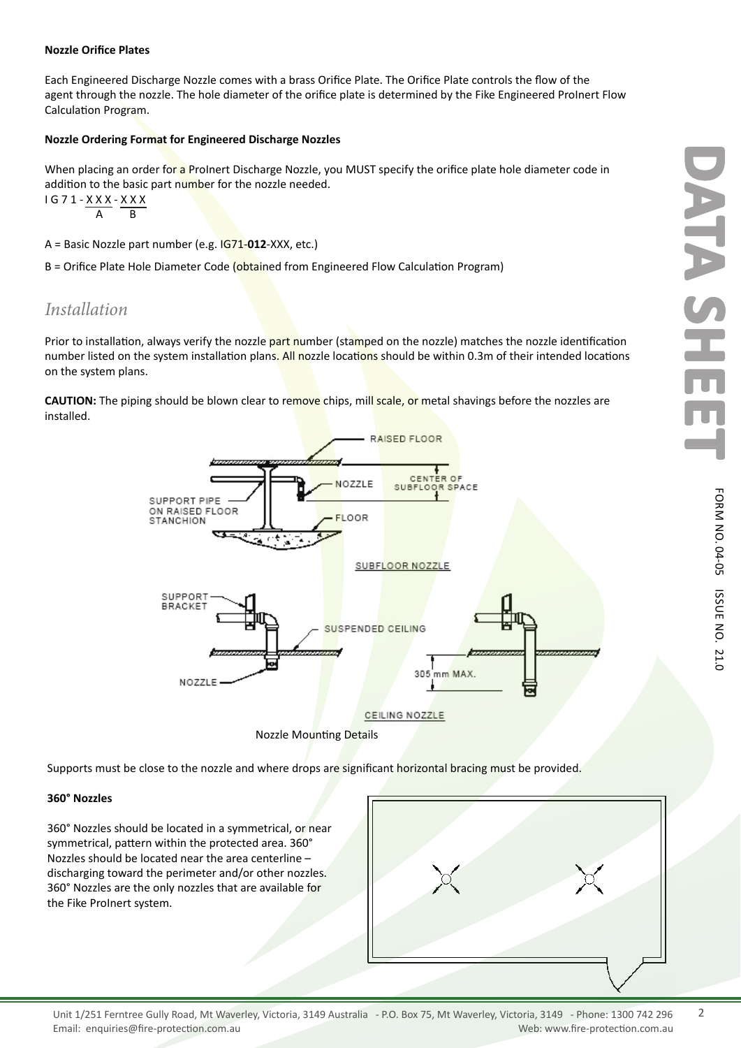**Nozzle Orifice Plates**

Each Engineered Discharge Nozzle comes with a brass Orifice Plate. The Orifice Plate controls the flow of the agent through the nozzle. The hole diameter of the orifice plate is determined by the Fike Engineered ProInert Flow Calculation Program.

**Nozzle Ordering Format for Engineered Discharge Nozzles**

When placing an order for a ProInert Discharge Nozzle, you MUST specify the orifice plate hole diameter code in addition to the basic part number for the nozzle needed.

I G 7 1 - X X X - X X X
(A = first X X X, B = second X X X)

A = Basic Nozzle part number (e.g. IG71-**012**-XXX, etc.)

B = Orifice Plate Hole Diameter Code (obtained from Engineered Flow Calculation Program)

## *Installation*

Prior to installation, always verify the nozzle part number (stamped on the nozzle) matches the nozzle identification number listed on the system installation plans. All nozzle locations should be within 0.3m of their intended locations on the system plans.

**CAUTION:** The piping should be blown clear to remove chips, mill scale, or metal shavings before the nozzles are installed.

RAISED FLOOR
NOZZLE
CENTER OF SUBFLOOR SPACE
SUPPORT PIPE ON RAISED FLOOR STANCHION
FLOOR
SUBFLOOR NOZZLE
SUPPORT BRACKET
SUSPENDED CEILING
NOZZLE
305 mm MAX.
CEILING NOZZLE

Nozzle Mounting Details

Supports must be close to the nozzle and where drops are significant horizontal bracing must be provided.

**360° Nozzles**

360° Nozzles should be located in a symmetrical, or near symmetrical, pattern within the protected area. 360° Nozzles should be located near the area centerline – discharging toward the perimeter and/or other nozzles. 360° Nozzles are the only nozzles that are available for the Fike ProInert system.